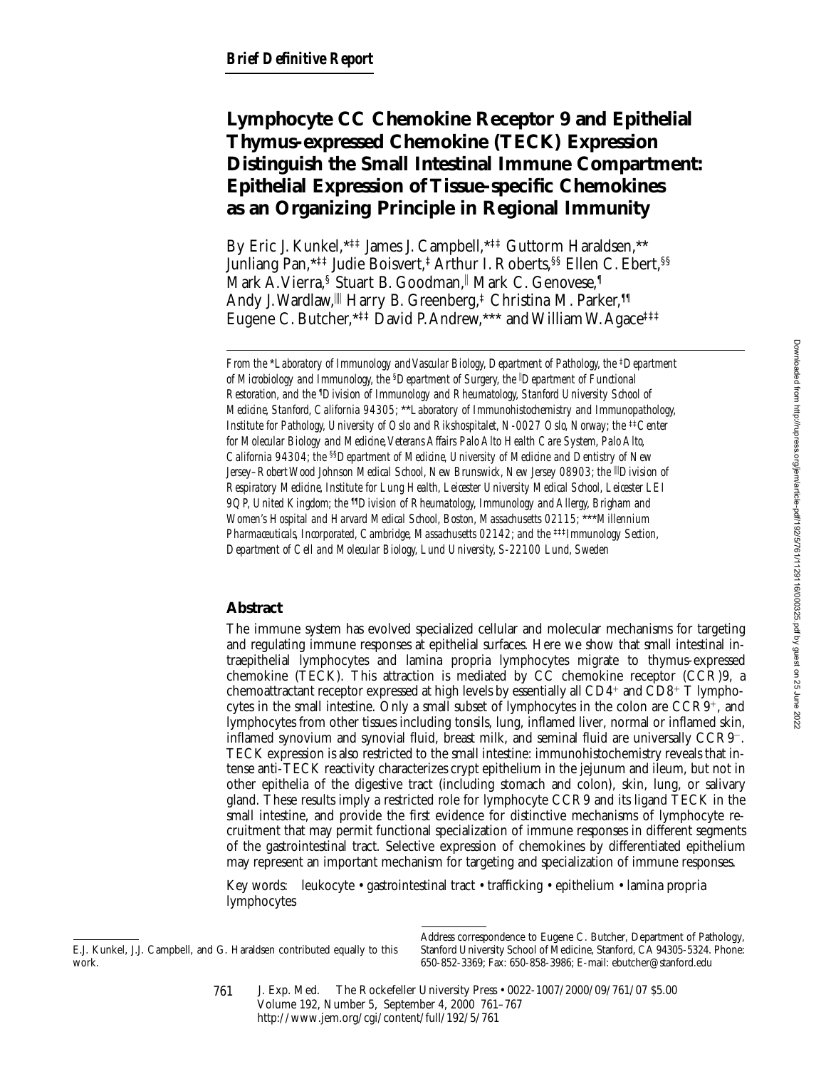**Brief Definitive Report**

# Lymphocyte CC Chemokine Receptor 9 and Epithelial Thymus-expressed Chemokine (TECK) Expression Distinguish the Small Intestinal Immune Compartment: Epithelial Expression of Tissue-specific Chemokines as an Organizing Principle in Regional Immunity

By Eric J. Kunkel,[*‡‡] James J. Campbell,[*‡‡] Guttorm Haraldsen,[**] Junliang Pan,[*‡‡] Judie Boisvert,[‡] Arthur I. Roberts,[§§] Ellen C. Ebert,[§§] Mark A. Vierra,[§] Stuart B. Goodman,[‖] Mark C. Genovese,[¶] Andy J. Wardlaw,[‖‖] Harry B. Greenberg,[‡] Christina M. Parker,[¶¶] Eugene C. Butcher,[*‡‡] David P. Andrew,[***] and William W. Agace[‡‡‡]

*From the \*Laboratory of Immunology and Vascular Biology, Department of Pathology, the ‡Department of Microbiology and Immunology, the §Department of Surgery, the ‖Department of Functional Restoration, and the ¶Division of Immunology and Rheumatology, Stanford University School of Medicine, Stanford, California 94305; \*\*Laboratory of Immunohistochemistry and Immunopathology, Institute for Pathology, University of Oslo and Rikshospitalet, N-0027 Oslo, Norway; the ‡‡Center for Molecular Biology and Medicine, Veterans Affairs Palo Alto Health Care System, Palo Alto, California 94304; the §§Department of Medicine, University of Medicine and Dentistry of New Jersey–Robert Wood Johnson Medical School, New Brunswick, New Jersey 08903; the ‖‖Division of Respiratory Medicine, Institute for Lung Health, Leicester University Medical School, Leicester LE1 9QP, United Kingdom; the ¶¶Division of Rheumatology, Immunology and Allergy, Brigham and Women's Hospital and Harvard Medical School, Boston, Massachusetts 02115; \*\*\*Millennium Pharmaceuticals, Incorporated, Cambridge, Massachusetts 02142; and the ‡‡‡Immunology Section, Department of Cell and Molecular Biology, Lund University, S-22100 Lund, Sweden*

## Abstract

The immune system has evolved specialized cellular and molecular mechanisms for targeting and regulating immune responses at epithelial surfaces. Here we show that small intestinal intraepithelial lymphocytes and lamina propria lymphocytes migrate to thymus-expressed chemokine (TECK). This attraction is mediated by CC chemokine receptor (CCR)9, a chemoattractant receptor expressed at high levels by essentially all $CD4^+$ and $CD8^+$ T lymphocytes in the small intestine. Only a small subset of lymphocytes in the colon are $CCR9^+$, and lymphocytes from other tissues including tonsils, lung, inflamed liver, normal or inflamed skin, inflamed synovium and synovial fluid, breast milk, and seminal fluid are universally $CCR9^-$. TECK expression is also restricted to the small intestine: immunohistochemistry reveals that intense anti-TECK reactivity characterizes crypt epithelium in the jejunum and ileum, but not in other epithelia of the digestive tract (including stomach and colon), skin, lung, or salivary gland. These results imply a restricted role for lymphocyte CCR9 and its ligand TECK in the small intestine, and provide the first evidence for distinctive mechanisms of lymphocyte recruitment that may permit functional specialization of immune responses in different segments of the gastrointestinal tract. Selective expression of chemokines by differentiated epithelium may represent an important mechanism for targeting and specialization of immune responses.

Key words: leukocyte • gastrointestinal tract • trafficking • epithelium • lamina propria lymphocytes

---

E.J. Kunkel, J.J. Campbell, and G. Haraldsen contributed equally to this work.

Address correspondence to Eugene C. Butcher, Department of Pathology, Stanford University School of Medicine, Stanford, CA 94305-5324. Phone: 650-852-3369; Fax: 650-858-3986; E-mail: ebutcher@stanford.edu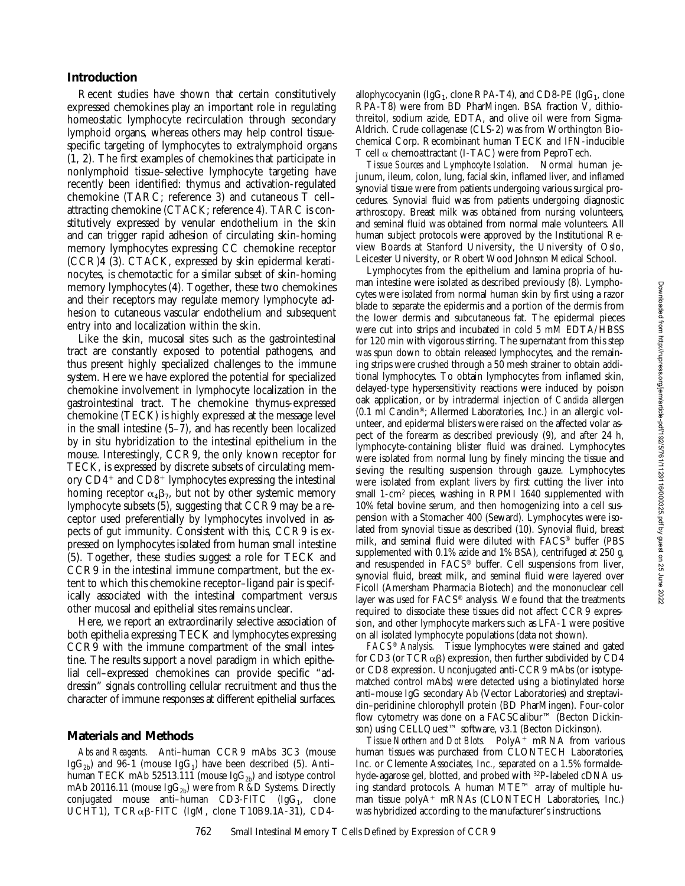## Introduction

Recent studies have shown that certain constitutively expressed chemokines play an important role in regulating homeostatic lymphocyte recirculation through secondary lymphoid organs, whereas others may help control tissue-specific targeting of lymphocytes to extralymphoid organs (1, 2). The first examples of chemokines that participate in nonlymphoid tissue–selective lymphocyte targeting have recently been identified: thymus and activation-regulated chemokine (TARC; reference 3) and cutaneous T cell–attracting chemokine (CTACK; reference 4). TARC is constitutively expressed by venular endothelium in the skin and can trigger rapid adhesion of circulating skin-homing memory lymphocytes expressing CC chemokine receptor (CCR)4 (3). CTACK, expressed by skin epidermal keratinocytes, is chemotactic for a similar subset of skin-homing memory lymphocytes (4). Together, these two chemokines and their receptors may regulate memory lymphocyte adhesion to cutaneous vascular endothelium and subsequent entry into and localization within the skin.

Like the skin, mucosal sites such as the gastrointestinal tract are constantly exposed to potential pathogens, and thus present highly specialized challenges to the immune system. Here we have explored the potential for specialized chemokine involvement in lymphocyte localization in the gastrointestinal tract. The chemokine thymus-expressed chemokine (TECK) is highly expressed at the message level in the small intestine (5–7), and has recently been localized by in situ hybridization to the intestinal epithelium in the mouse. Interestingly, CCR9, the only known receptor for TECK, is expressed by discrete subsets of circulating memory $CD4^+$ and $CD8^+$ lymphocytes expressing the intestinal homing receptor $\alpha_4\beta_7$, but not by other systemic memory lymphocyte subsets (5), suggesting that CCR9 may be a receptor used preferentially by lymphocytes involved in aspects of gut immunity. Consistent with this, CCR9 is expressed on lymphocytes isolated from human small intestine (5). Together, these studies suggest a role for TECK and CCR9 in the intestinal immune compartment, but the extent to which this chemokine receptor–ligand pair is specifically associated with the intestinal compartment versus other mucosal and epithelial sites remains unclear.

Here, we report an extraordinarily selective association of both epithelia expressing TECK and lymphocytes expressing CCR9 with the immune compartment of the small intestine. The results support a novel paradigm in which epithelial cell–expressed chemokines can provide specific "addressin" signals controlling cellular recruitment and thus the character of immune responses at different epithelial surfaces.

## Materials and Methods

*Abs and Reagents.* Anti–human CCR9 mAbs 3C3 (mouse $IgG_{2b}$) and 96-1 (mouse $IgG_1$) have been described (5). Anti–human TECK mAb 52513.111 (mouse $IgG_{2b}$) and isotype control mAb 20116.11 (mouse $IgG_{2b}$) were from R&D Systems. Directly conjugated mouse anti–human CD3-FITC ($IgG_1$, clone UCHT1), $TCR\alpha\beta$-FITC (IgM, clone T10B9.1A-31), CD4-allophycocyanin ($IgG_1$, clone RPA-T4), and CD8-PE ($IgG_1$, clone RPA-T8) were from BD PharMingen. BSA fraction V, dithiothreitol, sodium azide, EDTA, and olive oil were from Sigma-Aldrich. Crude collagenase (CLS-2) was from Worthington Biochemical Corp. Recombinant human TECK and IFN-inducible T cell $\alpha$ chemoattractant (I-TAC) were from PeproTech.

*Tissue Sources and Lymphocyte Isolation.* Normal human jejunum, ileum, colon, lung, facial skin, inflamed liver, and inflamed synovial tissue were from patients undergoing various surgical procedures. Synovial fluid was from patients undergoing diagnostic arthroscopy. Breast milk was obtained from nursing volunteers, and seminal fluid was obtained from normal male volunteers. All human subject protocols were approved by the Institutional Review Boards at Stanford University, the University of Oslo, Leicester University, or Robert Wood Johnson Medical School.

Lymphocytes from the epithelium and lamina propria of human intestine were isolated as described previously (8). Lymphocytes were isolated from normal human skin by first using a razor blade to separate the epidermis and a portion of the dermis from the lower dermis and subcutaneous fat. The epidermal pieces were cut into strips and incubated in cold 5 mM EDTA/HBSS for 120 min with vigorous stirring. The supernatant from this step was spun down to obtain released lymphocytes, and the remaining strips were crushed through a 50 mesh strainer to obtain additional lymphocytes. To obtain lymphocytes from inflamed skin, delayed-type hypersensitivity reactions were induced by poison oak application, or by intradermal injection of *Candida* allergen (0.1 ml Candin®; Allermed Laboratories, Inc.) in an allergic volunteer, and epidermal blisters were raised on the affected volar aspect of the forearm as described previously (9), and after 24 h, lymphocyte-containing blister fluid was drained. Lymphocytes were isolated from normal lung by finely mincing the tissue and sieving the resulting suspension through gauze. Lymphocytes were isolated from explant livers by first cutting the liver into small 1-$cm^2$ pieces, washing in RPMI 1640 supplemented with 10% fetal bovine serum, and then homogenizing into a cell suspension with a Stomacher 400 (Seward). Lymphocytes were isolated from synovial tissue as described (10). Synovial fluid, breast milk, and seminal fluid were diluted with FACS® buffer (PBS supplemented with 0.1% azide and 1% BSA), centrifuged at 250 *g*, and resuspended in FACS® buffer. Cell suspensions from liver, synovial fluid, breast milk, and seminal fluid were layered over Ficoll (Amersham Pharmacia Biotech) and the mononuclear cell layer was used for FACS® analysis. We found that the treatments required to dissociate these tissues did not affect CCR9 expression, and other lymphocyte markers such as LFA-1 were positive on all isolated lymphocyte populations (data not shown).

*FACS® Analysis.* Tissue lymphocytes were stained and gated for CD3 (or $TCR\alpha\beta$) expression, then further subdivided by CD4 or CD8 expression. Unconjugated anti-CCR9 mAbs (or isotype-matched control mAbs) were detected using a biotinylated horse anti–mouse IgG secondary Ab (Vector Laboratories) and streptavidin–peridinine chlorophyll protein (BD PharMingen). Four-color flow cytometry was done on a FACSCalibur™ (Becton Dickinson) using CELLQuest™ software, v3.1 (Becton Dickinson).

*Tissue Northern and Dot Blots.* $PolyA^+$ mRNA from various human tissues was purchased from CLONTECH Laboratories, Inc. or Clemente Associates, Inc., separated on a 1.5% formaldehyde-agarose gel, blotted, and probed with $^{32}P$-labeled cDNA using standard protocols. A human MTE™ array of multiple human tissue $polyA^+$ mRNAs (CLONTECH Laboratories, Inc.) was hybridized according to the manufacturer's instructions.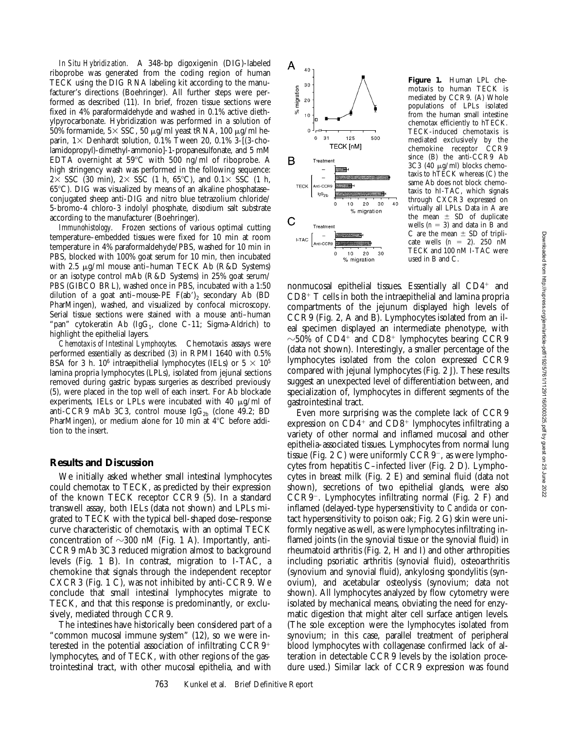*In Situ Hybridization.* A 348-bp digoxigenin (DIG)-labeled riboprobe was generated from the coding region of human TECK using the DIG RNA labeling kit according to the manufacturer's directions (Boehringer). All further steps were performed as described (11). In brief, frozen tissue sections were fixed in 4% paraformaldehyde and washed in 0.1% active diethylpyrocarbonate. Hybridization was performed in a solution of 50% formamide, 5× SSC, 50 μg/ml yeast tRNA, 100 μg/ml heparin, 1× Denhardt solution, 0.1% Tween 20, 0.1% 3-[(3-cholamidopropyl)-dimethyl-ammonio]-1-propanesulfonate, and 5 mM EDTA overnight at 59°C with 500 ng/ml of riboprobe. A high stringency wash was performed in the following sequence: 2× SSC (30 min), 2× SSC (1 h, 65°C), and 0.1× SSC (1 h, 65°C). DIG was visualized by means of an alkaline phosphatase–conjugated sheep anti-DIG and nitro blue tetrazolium chloride/5-bromo-4 chloro-3 indolyl phosphate, disodium salt substrate according to the manufacturer (Boehringer).

*Immunohistology.* Frozen sections of various optimal cutting temperature–embedded tissues were fixed for 10 min at room temperature in 4% paraformaldehyde/PBS, washed for 10 min in PBS, blocked with 100% goat serum for 10 min, then incubated with 2.5 μg/ml mouse anti–human TECK Ab (R&D Systems) or an isotype control mAb (R&D Systems) in 25% goat serum/PBS (GIBCO BRL), washed once in PBS, incubated with a 1:50 dilution of a goat anti–mouse-PE $F(ab')_2$ secondary Ab (BD PharMingen), washed, and visualized by confocal microscopy. Serial tissue sections were stained with a mouse anti–human "pan" cytokeratin Ab ($IgG_1$, clone C-11; Sigma-Aldrich) to highlight the epithelial layers.

*Chemotaxis of Intestinal Lymphocytes.* Chemotaxis assays were performed essentially as described (3) in RPMI 1640 with 0.5% BSA for 3 h. $10^6$ intraepithelial lymphocytes (IELs) or $5 \times 10^5$ lamina propria lymphocytes (LPLs), isolated from jejunal sections removed during gastric bypass surgeries as described previously (5), were placed in the top well of each insert. For Ab blockade experiments, IELs or LPLs were incubated with 40 μg/ml of anti-CCR9 mAb 3C3, control mouse $IgG_{2b}$ (clone 49.2; BD PharMingen), or medium alone for 10 min at 4°C before addition to the insert.

## Results and Discussion

We initially asked whether small intestinal lymphocytes could chemotax to TECK, as predicted by their expression of the known TECK receptor CCR9 (5). In a standard transwell assay, both IELs (data not shown) and LPLs migrated to TECK with the typical bell-shaped dose–response curve characteristic of chemotaxis, with an optimal TECK concentration of ~300 nM (Fig. 1 A). Importantly, anti-CCR9 mAb 3C3 reduced migration almost to background levels (Fig. 1 B). In contrast, migration to I-TAC, a chemokine that signals through the independent receptor CXCR3 (Fig. 1 C), was not inhibited by anti-CCR9. We conclude that small intestinal lymphocytes migrate to TECK, and that this response is predominantly, or exclusively, mediated through CCR9.

The intestines have historically been considered part of a "common mucosal immune system" (12), so we were interested in the potential association of infiltrating $CCR9^+$ lymphocytes, and of TECK, with other regions of the gastrointestinal tract, with other mucosal epithelia, and with nonmucosal epithelial tissues. Essentially all $CD4^+$ and $CD8^+$ T cells in both the intraepithelial and lamina propria compartments of the jejunum displayed high levels of CCR9 (Fig. 2, A and B). Lymphocytes isolated from an ileal specimen displayed an intermediate phenotype, with ~50% of $CD4^+$ and $CD8^+$ lymphocytes bearing CCR9 (data not shown). Interestingly, a smaller percentage of the lymphocytes isolated from the colon expressed CCR9 compared with jejunal lymphocytes (Fig. 2 J). These results suggest an unexpected level of differentiation between, and specialization of, lymphocytes in different segments of the gastrointestinal tract.

Even more surprising was the complete lack of CCR9 expression on $CD4^+$ and $CD8^+$ lymphocytes infiltrating a variety of other normal and inflamed mucosal and other epithelia-associated tissues. Lymphocytes from normal lung tissue (Fig. 2 C) were uniformly $CCR9^-$, as were lymphocytes from hepatitis C–infected liver (Fig. 2 D). Lymphocytes in breast milk (Fig. 2 E) and seminal fluid (data not shown), secretions of two epithelial glands, were also $CCR9^-$. Lymphocytes infiltrating normal (Fig. 2 F) and inflamed (delayed-type hypersensitivity to *Candida* or contact hypersensitivity to poison oak; Fig. 2 G) skin were uniformly negative as well, as were lymphocytes infiltrating inflamed joints (in the synovial tissue or the synovial fluid) in rheumatoid arthritis (Fig. 2, H and I) and other arthropities including psoriatic arthritis (synovial fluid), osteoarthritis (synovium and synovial fluid), ankylosing spondylitis (synovium), and acetabular osteolysis (synovium; data not shown). All lymphocytes analyzed by flow cytometry were isolated by mechanical means, obviating the need for enzymatic digestion that might alter cell surface antigen levels. (The sole exception were the lymphocytes isolated from synovium; in this case, parallel treatment of peripheral blood lymphocytes with collagenase confirmed lack of alteration in detectable CCR9 levels by the isolation procedure used.) Similar lack of CCR9 expression was found

**Figure 1.** Human LPL chemotaxis to human TECK is mediated by CCR9. (A) Whole populations of LPLs isolated from the human small intestine chemotax efficiently to hTECK. TECK-induced chemotaxis is mediated exclusively by the chemokine receptor CCR9 since (B) the anti-CCR9 Ab 3C3 (40 μg/ml) blocks chemotaxis to hTECK whereas (C) the same Ab does not block chemotaxis to hI-TAC, which signals through CXCR3 expressed on virtually all LPLs. Data in A are the mean ± SD of duplicate wells ($n = 3$) and data in B and C are the mean ± SD of triplicate wells ($n = 2$). 250 nM TECK and 100 nM I-TAC were used in B and C.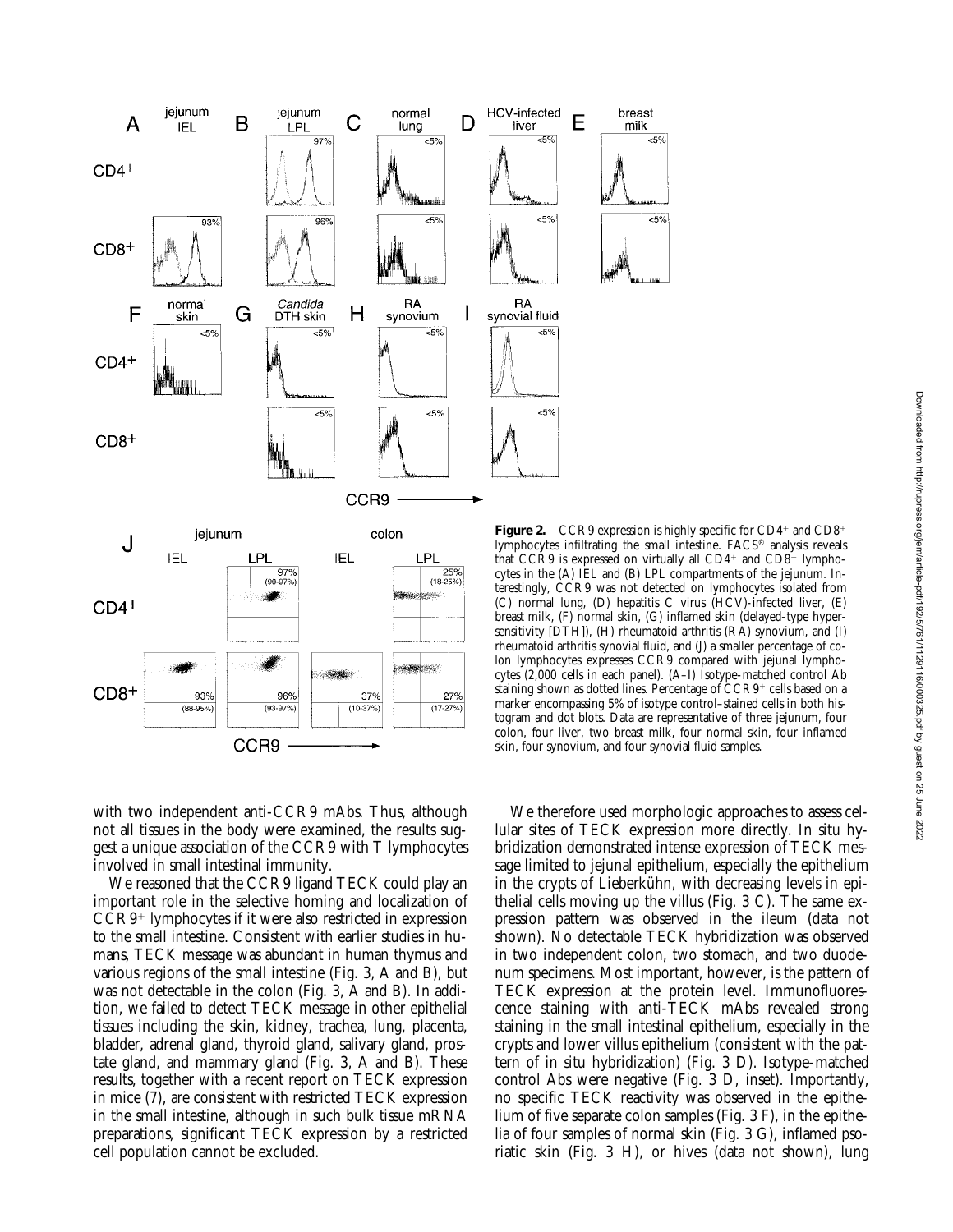**Figure 2.** CCR9 expression is highly specific for CD4+ and CD8+ lymphocytes infiltrating the small intestine. FACS® analysis reveals that CCR9 is expressed on virtually all CD4+ and CD8+ lymphocytes in the (A) IEL and (B) LPL compartments of the jejunum. Interestingly, CCR9 was not detected on lymphocytes isolated from (C) normal lung, (D) hepatitis C virus (HCV)-infected liver, (E) breast milk, (F) normal skin, (G) inflamed skin (delayed-type hypersensitivity [DTH]), (H) rheumatoid arthritis (RA) synovium, and (I) rheumatoid arthritis synovial fluid, and (J) a smaller percentage of colon lymphocytes expresses CCR9 compared with jejunal lymphocytes (2,000 cells in each panel). (A–I) Isotype-matched control Ab staining shown as dotted lines. Percentage of CCR9+ cells based on a marker encompassing 5% of isotype control–stained cells in both histogram and dot blots. Data are representative of three jejunum, four colon, four liver, two breast milk, four normal skin, four inflamed skin, four synovium, and four synovial fluid samples.

with two independent anti-CCR9 mAbs. Thus, although not all tissues in the body were examined, the results suggest a unique association of the CCR9 with T lymphocytes involved in small intestinal immunity.

We reasoned that the CCR9 ligand TECK could play an important role in the selective homing and localization of CCR9+ lymphocytes if it were also restricted in expression to the small intestine. Consistent with earlier studies in humans, TECK message was abundant in human thymus and various regions of the small intestine (Fig. 3, A and B), but was not detectable in the colon (Fig. 3, A and B). In addition, we failed to detect TECK message in other epithelial tissues including the skin, kidney, trachea, lung, placenta, bladder, adrenal gland, thyroid gland, salivary gland, prostate gland, and mammary gland (Fig. 3, A and B). These results, together with a recent report on TECK expression in mice (7), are consistent with restricted TECK expression in the small intestine, although in such bulk tissue mRNA preparations, significant TECK expression by a restricted cell population cannot be excluded.

We therefore used morphologic approaches to assess cellular sites of TECK expression more directly. In situ hybridization demonstrated intense expression of TECK message limited to jejunal epithelium, especially the epithelium in the crypts of Lieberkühn, with decreasing levels in epithelial cells moving up the villus (Fig. 3 C). The same expression pattern was observed in the ileum (data not shown). No detectable TECK hybridization was observed in two independent colon, two stomach, and two duodenum specimens. Most important, however, is the pattern of TECK expression at the protein level. Immunofluorescence staining with anti-TECK mAbs revealed strong staining in the small intestinal epithelium, especially in the crypts and lower villus epithelium (consistent with the pattern of in situ hybridization) (Fig. 3 D). Isotype-matched control Abs were negative (Fig. 3 D, inset). Importantly, no specific TECK reactivity was observed in the epithelium of five separate colon samples (Fig. 3 F), in the epithelia of four samples of normal skin (Fig. 3 G), inflamed psoriatic skin (Fig. 3 H), or hives (data not shown), lung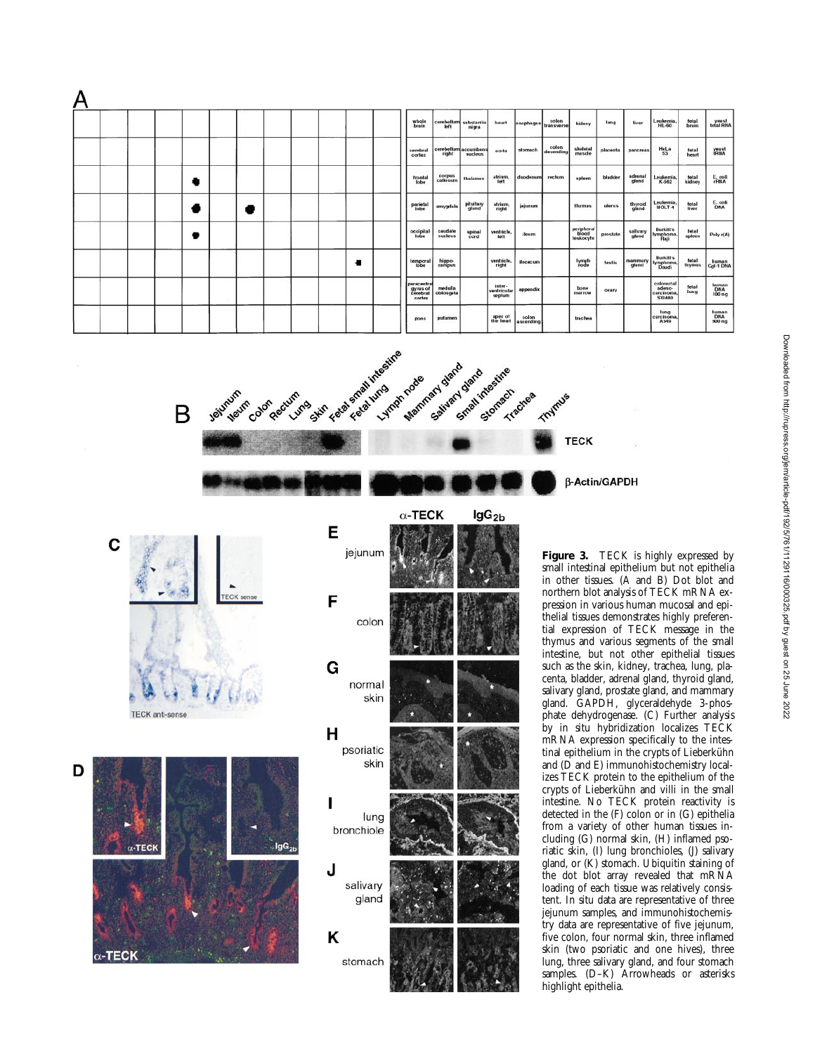**Figure 3.** TECK is highly expressed by small intestinal epithelium but not epithelia in other tissues. (A and B) Dot blot and northern blot analysis of TECK mRNA expression in various human mucosal and epithelial tissues demonstrates highly preferential expression of TECK message in the thymus and various segments of the small intestine, but not other epithelial tissues such as the skin, kidney, trachea, lung, placenta, bladder, adrenal gland, thyroid gland, salivary gland, prostate gland, and mammary gland. GAPDH, glyceraldehyde 3-phosphate dehydrogenase. (C) Further analysis by in situ hybridization localizes TECK mRNA expression specifically to the intestinal epithelium in the crypts of Lieberkühn and (D and E) immunohistochemistry localizes TECK protein to the epithelium of the crypts of Lieberkühn and villi in the small intestine. No TECK protein reactivity is detected in the (F) colon or in (G) epithelia from a variety of other human tissues including (G) normal skin, (H) inflamed psoriatic skin, (I) lung bronchioles, (J) salivary gland, or (K) stomach. Ubiquitin staining of the dot blot array revealed that mRNA loading of each tissue was relatively consistent. In situ data are representative of three jejunum samples, and immunohistochemistry data are representative of five jejunum, five colon, four normal skin, three inflamed skin (two psoriatic and one hives), three lung, three salivary gland, and four stomach samples. (D–K) Arrowheads or asterisks highlight epithelia.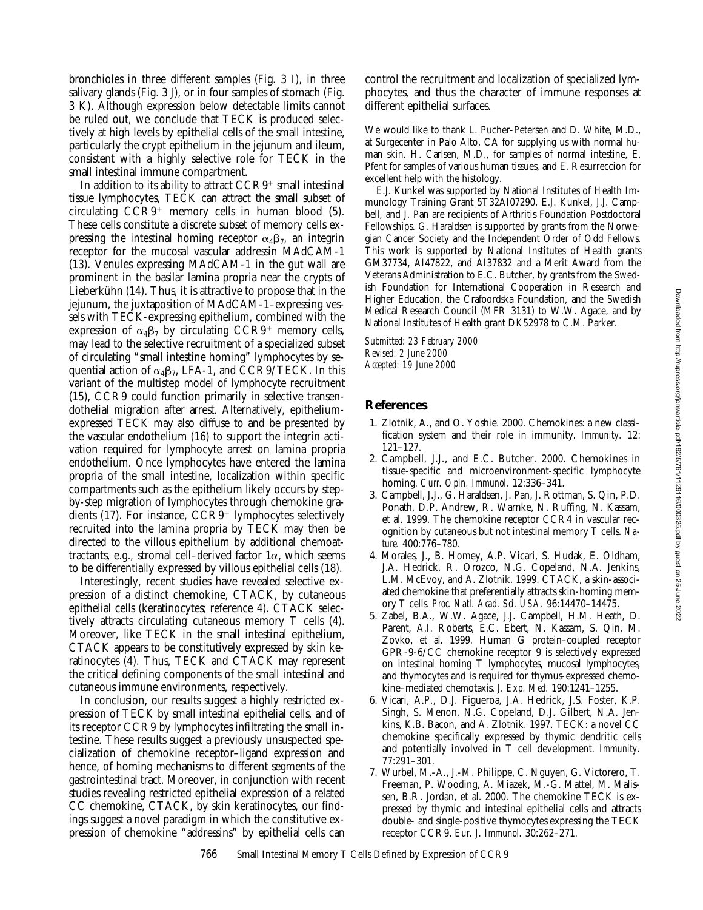bronchioles in three different samples (Fig. 3 I), in three salivary glands (Fig. 3 J), or in four samples of stomach (Fig. 3 K). Although expression below detectable limits cannot be ruled out, we conclude that TECK is produced selectively at high levels by epithelial cells of the small intestine, particularly the crypt epithelium in the jejunum and ileum, consistent with a highly selective role for TECK in the small intestinal immune compartment.

In addition to its ability to attract $CCR9^+$ small intestinal tissue lymphocytes, TECK can attract the small subset of circulating $CCR9^+$ memory cells in human blood (5). These cells constitute a discrete subset of memory cells expressing the intestinal homing receptor $\alpha_4\beta_7$, an integrin receptor for the mucosal vascular addressin MAdCAM-1 (13). Venules expressing MAdCAM-1 in the gut wall are prominent in the basilar lamina propria near the crypts of Lieberkühn (14). Thus, it is attractive to propose that in the jejunum, the juxtaposition of MAdCAM-1–expressing vessels with TECK-expressing epithelium, combined with the expression of $\alpha_4\beta_7$ by circulating $CCR9^+$ memory cells, may lead to the selective recruitment of a specialized subset of circulating "small intestine homing" lymphocytes by sequential action of $\alpha_4\beta_7$, LFA-1, and CCR9/TECK. In this variant of the multistep model of lymphocyte recruitment (15), CCR9 could function primarily in selective transendothelial migration after arrest. Alternatively, epithelium-expressed TECK may also diffuse to and be presented by the vascular endothelium (16) to support the integrin activation required for lymphocyte arrest on lamina propria endothelium. Once lymphocytes have entered the lamina propria of the small intestine, localization within specific compartments such as the epithelium likely occurs by step-by-step migration of lymphocytes through chemokine gradients (17). For instance, $CCR9^+$ lymphocytes selectively recruited into the lamina propria by TECK may then be directed to the villous epithelium by additional chemoattractants, e.g., stromal cell–derived factor $1\alpha$, which seems to be differentially expressed by villous epithelial cells (18).

Interestingly, recent studies have revealed selective expression of a distinct chemokine, CTACK, by cutaneous epithelial cells (keratinocytes; reference 4). CTACK selectively attracts circulating cutaneous memory T cells (4). Moreover, like TECK in the small intestinal epithelium, CTACK appears to be constitutively expressed by skin keratinocytes (4). Thus, TECK and CTACK may represent the critical defining components of the small intestinal and cutaneous immune environments, respectively.

In conclusion, our results suggest a highly restricted expression of TECK by small intestinal epithelial cells, and of its receptor CCR9 by lymphocytes infiltrating the small intestine. These results suggest a previously unsuspected specialization of chemokine receptor–ligand expression and hence, of homing mechanisms to different segments of the gastrointestinal tract. Moreover, in conjunction with recent studies revealing restricted epithelial expression of a related CC chemokine, CTACK, by skin keratinocytes, our findings suggest a novel paradigm in which the constitutive expression of chemokine "addressins" by epithelial cells can control the recruitment and localization of specialized lymphocytes, and thus the character of immune responses at different epithelial surfaces.

We would like to thank L. Pucher-Petersen and D. White, M.D., at Surgecenter in Palo Alto, CA for supplying us with normal human skin. H. Carlsen, M.D., for samples of normal intestine, E. Pfent for samples of various human tissues, and E. Resurreccion for excellent help with the histology.

E.J. Kunkel was supported by National Institutes of Health Immunology Training Grant 5T32AI07290. E.J. Kunkel, J.J. Campbell, and J. Pan are recipients of Arthritis Foundation Postdoctoral Fellowships. G. Haraldsen is supported by grants from the Norwegian Cancer Society and the Independent Order of Odd Fellows. This work is supported by National Institutes of Health grants GM37734, AI47822, and AI37832 and a Merit Award from the Veterans Administration to E.C. Butcher, by grants from the Swedish Foundation for International Cooperation in Research and Higher Education, the Crafoordska Foundation, and the Swedish Medical Research Council (MFR 3131) to W.W. Agace, and by National Institutes of Health grant DK52978 to C.M. Parker.

*Submitted: 23 February 2000*
*Revised: 2 June 2000*
*Accepted: 19 June 2000*

## References

1. Zlotnik, A., and O. Yoshie. 2000. Chemokines: a new classification system and their role in immunity. *Immunity.* 12: 121–127.
2. Campbell, J.J., and E.C. Butcher. 2000. Chemokines in tissue-specific and microenvironment-specific lymphocyte homing. *Curr. Opin. Immunol.* 12:336–341.
3. Campbell, J.J., G. Haraldsen, J. Pan, J. Rottman, S. Qin, P.D. Ponath, D.P. Andrew, R. Warnke, N. Ruffing, N. Kassam, et al. 1999. The chemokine receptor CCR4 in vascular recognition by cutaneous but not intestinal memory T cells. *Nature.* 400:776–780.
4. Morales, J., B. Homey, A.P. Vicari, S. Hudak, E. Oldham, J.A. Hedrick, R. Orozco, N.G. Copeland, N.A. Jenkins, L.M. McEvoy, and A. Zlotnik. 1999. CTACK, a skin-associated chemokine that preferentially attracts skin-homing memory T cells. *Proc. Natl. Acad. Sci. USA.* 96:14470–14475.
5. Zabel, B.A., W.W. Agace, J.J. Campbell, H.M. Heath, D. Parent, A.I. Roberts, E.C. Ebert, N. Kassam, S. Qin, M. Zovko, et al. 1999. Human G protein–coupled receptor GPR-9-6/CC chemokine receptor 9 is selectively expressed on intestinal homing T lymphocytes, mucosal lymphocytes, and thymocytes and is required for thymus-expressed chemokine–mediated chemotaxis. *J. Exp. Med.* 190:1241–1255.
6. Vicari, A.P., D.J. Figueroa, J.A. Hedrick, J.S. Foster, K.P. Singh, S. Menon, N.G. Copeland, D.J. Gilbert, N.A. Jenkins, K.B. Bacon, and A. Zlotnik. 1997. TECK: a novel CC chemokine specifically expressed by thymic dendritic cells and potentially involved in T cell development. *Immunity.* 77:291–301.
7. Wurbel, M.-A., J.-M. Philippe, C. Nguyen, G. Victorero, T. Freeman, P. Wooding, A. Miazek, M.-G. Mattel, M. Malissen, B.R. Jordan, et al. 2000. The chemokine TECK is expressed by thymic and intestinal epithelial cells and attracts double- and single-positive thymocytes expressing the TECK receptor CCR9. *Eur. J. Immunol.* 30:262–271.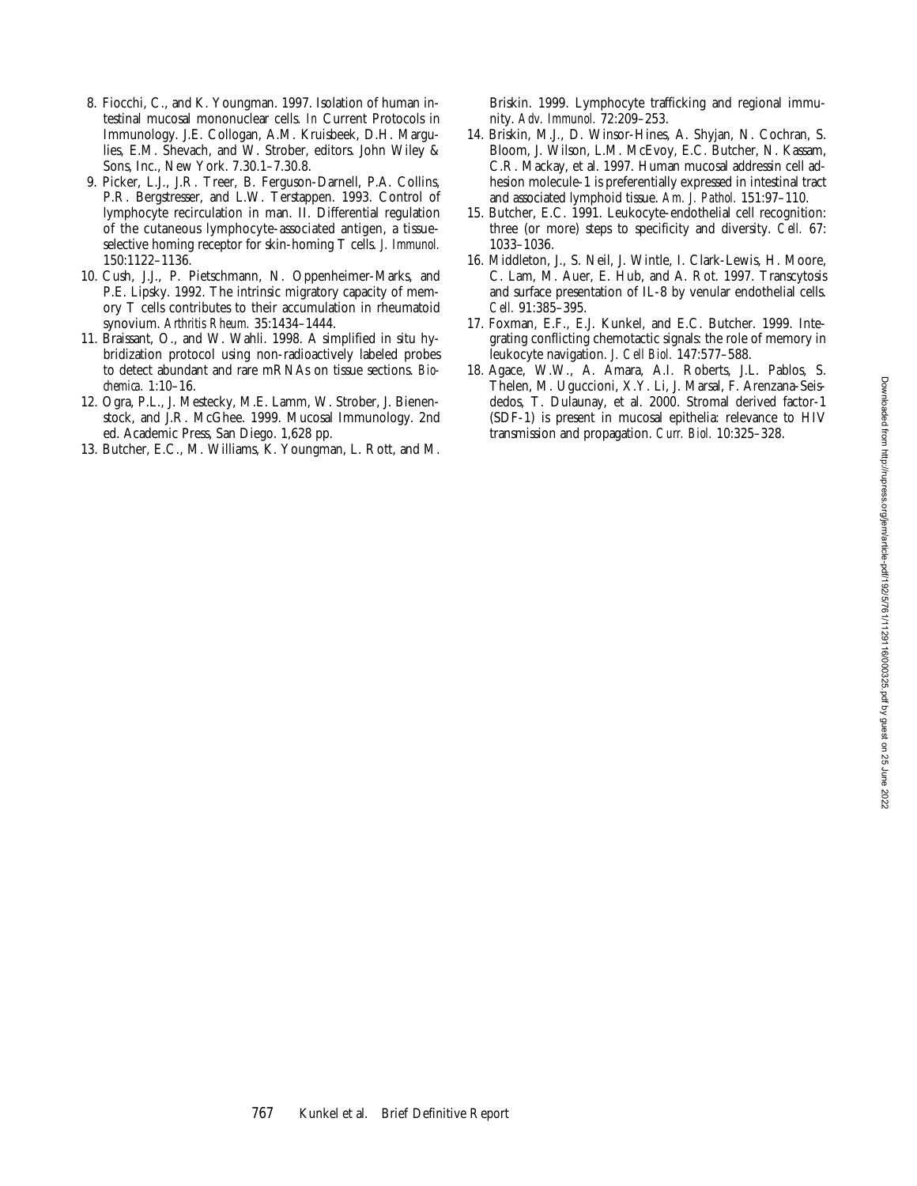8. Fiocchi, C., and K. Youngman. 1997. Isolation of human intestinal mucosal mononuclear cells. *In* Current Protocols in Immunology. J.E. Collogan, A.M. Kruisbeek, D.H. Margulies, E.M. Shevach, and W. Strober, editors. John Wiley & Sons, Inc., New York. 7.30.1–7.30.8.
9. Picker, L.J., J.R. Treer, B. Ferguson-Darnell, P.A. Collins, P.R. Bergstresser, and L.W. Terstappen. 1993. Control of lymphocyte recirculation in man. II. Differential regulation of the cutaneous lymphocyte-associated antigen, a tissue-selective homing receptor for skin-homing T cells. *J. Immunol.* 150:1122–1136.
10. Cush, J.J., P. Pietschmann, N. Oppenheimer-Marks, and P.E. Lipsky. 1992. The intrinsic migratory capacity of memory T cells contributes to their accumulation in rheumatoid synovium. *Arthritis Rheum.* 35:1434–1444.
11. Braissant, O., and W. Wahli. 1998. A simplified in situ hybridization protocol using non-radioactively labeled probes to detect abundant and rare mRNAs on tissue sections. *Biochemica.* 1:10–16.
12. Ogra, P.L., J. Mestecky, M.E. Lamm, W. Strober, J. Bienenstock, and J.R. McGhee. 1999. Mucosal Immunology. 2nd ed. Academic Press, San Diego. 1,628 pp.
13. Butcher, E.C., M. Williams, K. Youngman, L. Rott, and M. Briskin. 1999. Lymphocyte trafficking and regional immunity. *Adv. Immunol.* 72:209–253.
14. Briskin, M.J., D. Winsor-Hines, A. Shyjan, N. Cochran, S. Bloom, J. Wilson, L.M. McEvoy, E.C. Butcher, N. Kassam, C.R. Mackay, et al. 1997. Human mucosal addressin cell adhesion molecule-1 is preferentially expressed in intestinal tract and associated lymphoid tissue. *Am. J. Pathol.* 151:97–110.
15. Butcher, E.C. 1991. Leukocyte-endothelial cell recognition: three (or more) steps to specificity and diversity. *Cell.* 67:1033–1036.
16. Middleton, J., S. Neil, J. Wintle, I. Clark-Lewis, H. Moore, C. Lam, M. Auer, E. Hub, and A. Rot. 1997. Transcytosis and surface presentation of IL-8 by venular endothelial cells. *Cell.* 91:385–395.
17. Foxman, E.F., E.J. Kunkel, and E.C. Butcher. 1999. Integrating conflicting chemotactic signals: the role of memory in leukocyte navigation. *J. Cell Biol.* 147:577–588.
18. Agace, W.W., A. Amara, A.I. Roberts, J.L. Pablos, S. Thelen, M. Uguccioni, X.Y. Li, J. Marsal, F. Arenzana-Seisdedos, T. Dulaunay, et al. 2000. Stromal derived factor-1 (SDF-1) is present in mucosal epithelia: relevance to HIV transmission and propagation. *Curr. Biol.* 10:325–328.